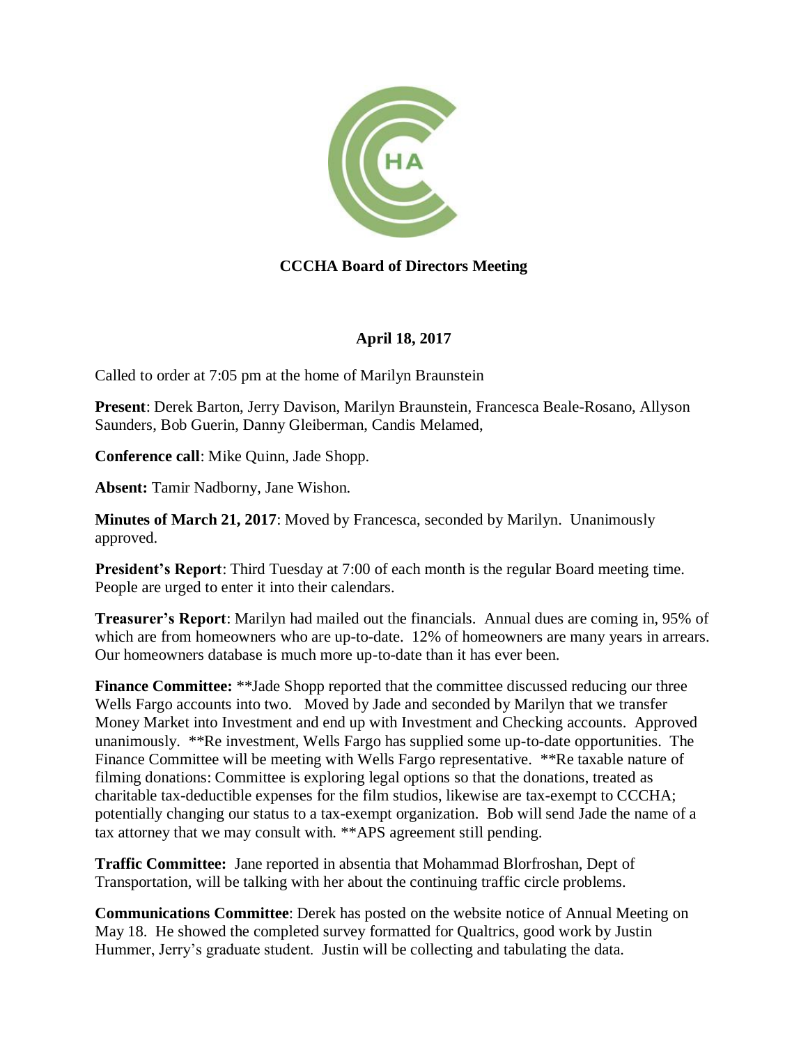**CCCHA Board of Directors Meeting**

**April 18, 2017**

Called to order at 7:05 pm at the home of Marilyn Braunstein

**Present**: Derek Barton, Jerry Davison, Marilyn Braunstein, Francesca Beale-Rosano, Allyson Saunders, Bob Guerin, Danny Gleiberman, Candis Melamed,

**Conference call**: Mike Quinn, Jade Shopp.

**Absent:** Tamir Nadborny, Jane Wishon.

**Minutes of March 21, 2017**: Moved by Francesca, seconded by Marilyn. Unanimously approved.

**President's Report**: Third Tuesday at 7:00 of each month is the regular Board meeting time. People are urged to enter it into their calendars.

**Treasurer's Report**: Marilyn had mailed out the financials. Annual dues are coming in, 95% of which are from homeowners who are up-to-date. 12% of homeowners are many years in arrears. Our homeowners database is much more up-to-date than it has ever been.

**Finance Committee:** **Jade Shopp reported that the committee discussed reducing our three Wells Fargo accounts into two. Moved by Jade and seconded by Marilyn that we transfer Money Market into Investment and end up with Investment and Checking accounts. Approved unanimously. **Re investment, Wells Fargo has supplied some up-to-date opportunities. The Finance Committee will be meeting with Wells Fargo representative. **Re taxable nature of filming donations: Committee is exploring legal options so that the donations, treated as charitable tax-deductible expenses for the film studios, likewise are tax-exempt to CCCHA; potentially changing our status to a tax-exempt organization. Bob will send Jade the name of a tax attorney that we may consult with. **APS agreement still pending.

**Traffic Committee:** Jane reported in absentia that Mohammad Blorfroshan, Dept of Transportation, will be talking with her about the continuing traffic circle problems.

**Communications Committee**: Derek has posted on the website notice of Annual Meeting on May 18. He showed the completed survey formatted for Qualtrics, good work by Justin Hummer, Jerry's graduate student. Justin will be collecting and tabulating the data.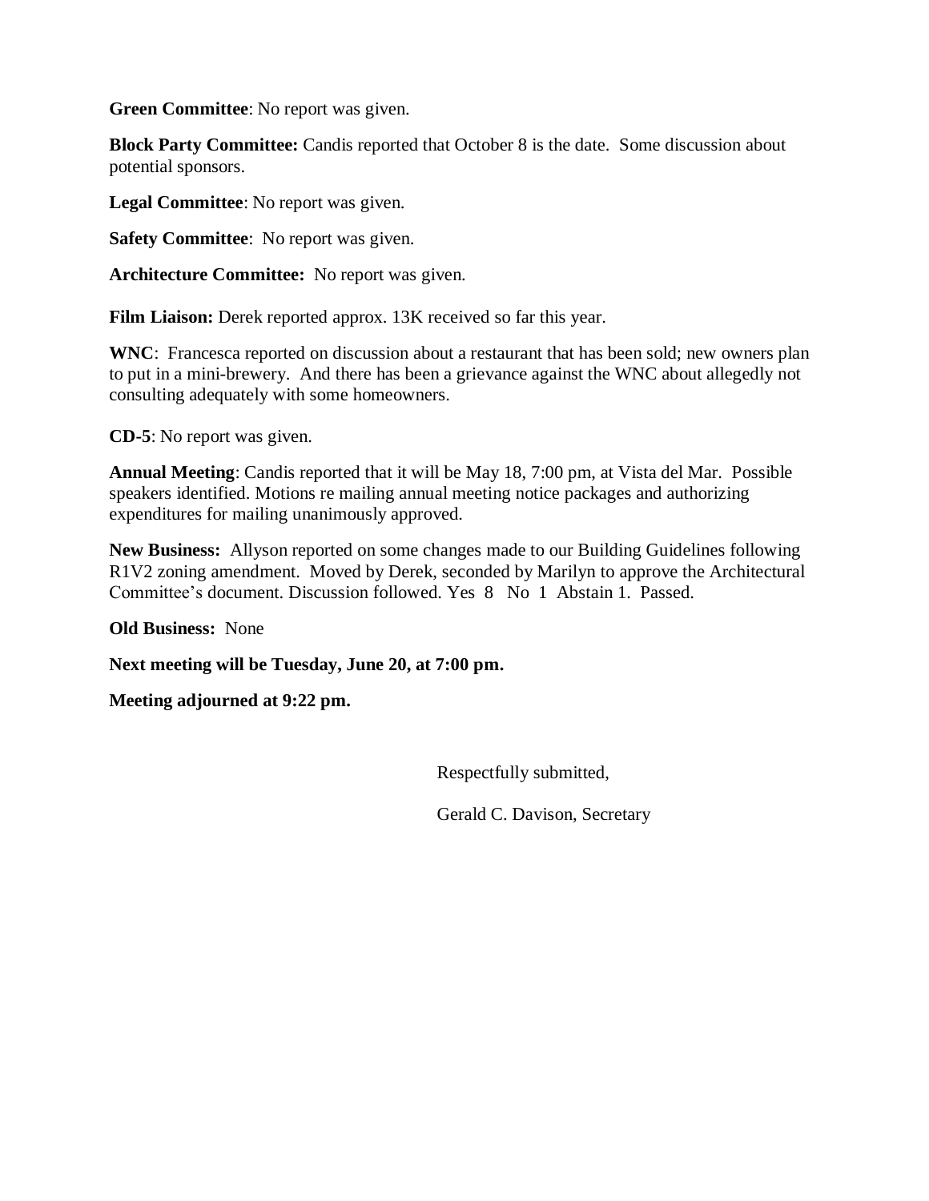**Green Committee**: No report was given.

**Block Party Committee:** Candis reported that October 8 is the date. Some discussion about potential sponsors.

**Legal Committee**: No report was given.

**Safety Committee**: No report was given.

**Architecture Committee:** No report was given.

**Film Liaison:** Derek reported approx. 13K received so far this year.

**WNC**: Francesca reported on discussion about a restaurant that has been sold; new owners plan to put in a mini-brewery. And there has been a grievance against the WNC about allegedly not consulting adequately with some homeowners.

**CD-5**: No report was given.

**Annual Meeting**: Candis reported that it will be May 18, 7:00 pm, at Vista del Mar. Possible speakers identified. Motions re mailing annual meeting notice packages and authorizing expenditures for mailing unanimously approved.

**New Business:** Allyson reported on some changes made to our Building Guidelines following R1V2 zoning amendment. Moved by Derek, seconded by Marilyn to approve the Architectural Committee's document. Discussion followed. Yes 8 No 1 Abstain 1. Passed.

**Old Business:** None

**Next meeting will be Tuesday, June 20, at 7:00 pm.**

**Meeting adjourned at 9:22 pm.**

Respectfully submitted,

Gerald C. Davison, Secretary